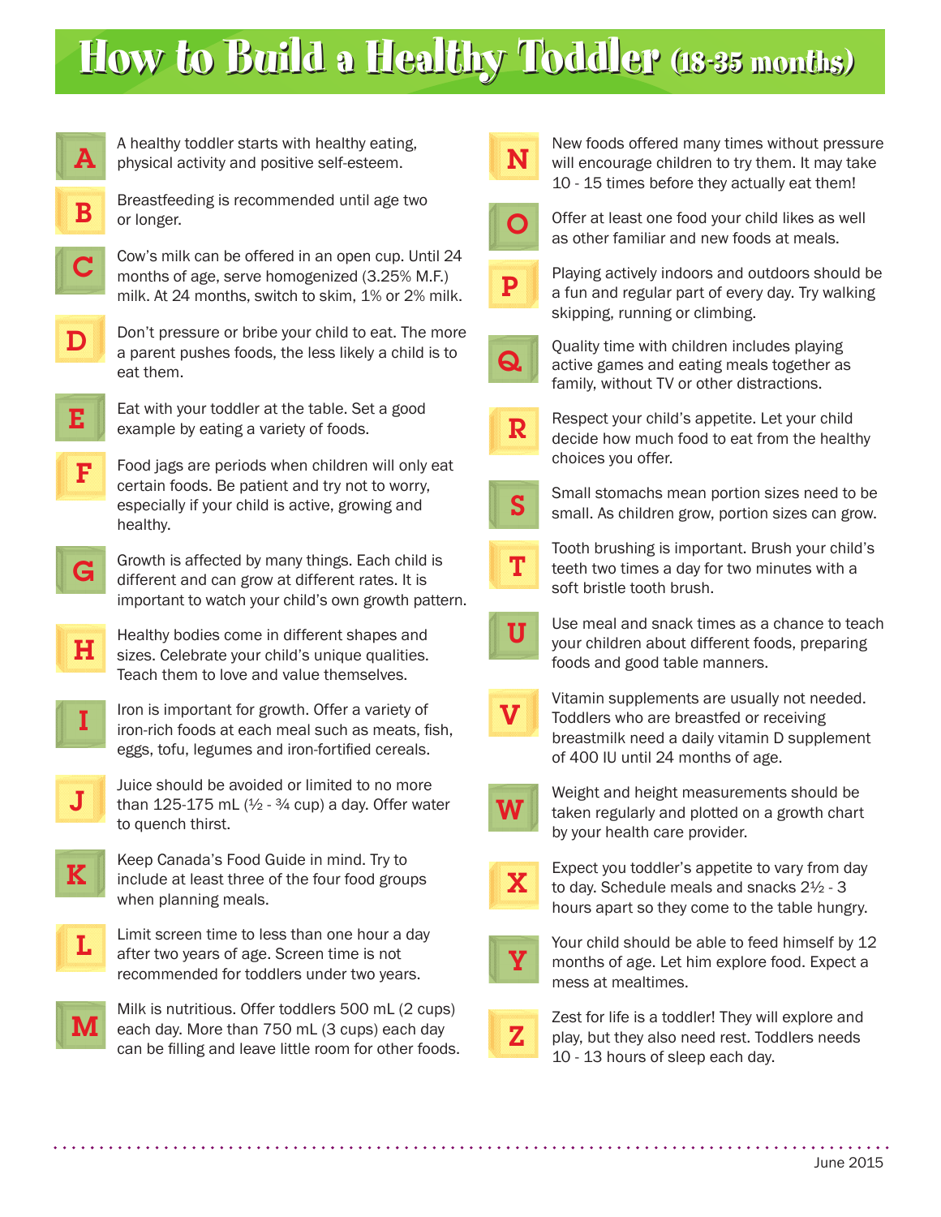# How to Build a Healthy Toddler (18-35 months)

**A** A healthy toddler starts with healthy eating, physical activity and positive self-esteem.

**B** Breastfeeding is recommended until age two or longer.

**C** Cow's milk can be offered in an open cup. Until 24 months of age, serve homogenized (3.25% M.F.) milk. At 24 months, switch to skim, 1% or 2% milk.

**D** Don't pressure or bribe your child to eat. The more a parent pushes foods, the less likely a child is to eat them.

**E** Eat with your toddler at the table. Set a good example by eating a variety of foods.

**F** Food jags are periods when children will only eat certain foods. Be patient and try not to worry, especially if your child is active, growing and healthy.

**G** Growth is affected by many things. Each child is different and can grow at different rates. It is important to watch your child's own growth pattern.

**H** Healthy bodies come in different shapes and sizes. Celebrate your child's unique qualities. Teach them to love and value themselves.

**I** Iron is important for growth. Offer a variety of iron-rich foods at each meal such as meats, fish, eggs, tofu, legumes and iron-fortified cereals.

**J** Juice should be avoided or limited to no more than 125-175 mL (½ - ¾ cup) a day. Offer water to quench thirst.

**K** Keep Canada's Food Guide in mind. Try to include at least three of the four food groups when planning meals.

**L** Limit screen time to less than one hour a day after two years of age. Screen time is not recommended for toddlers under two years.

**M** Milk is nutritious. Offer toddlers 500 mL (2 cups) each day. More than 750 mL (3 cups) each day can be filling and leave little room for other foods.

**N** New foods offered many times without pressure will encourage children to try them. It may take 10 - 15 times before they actually eat them!

**O** Offer at least one food your child likes as well as other familiar and new foods at meals.

**P** Playing actively indoors and outdoors should be a fun and regular part of every day. Try walking skipping, running or climbing.

**Q** Quality time with children includes playing active games and eating meals together as family, without TV or other distractions.

**R** Respect your child's appetite. Let your child decide how much food to eat from the healthy choices you offer.

**S** Small stomachs mean portion sizes need to be small. As children grow, portion sizes can grow.

**T** Tooth brushing is important. Brush your child's teeth two times a day for two minutes with a soft bristle tooth brush.

**U** Use meal and snack times as a chance to teach your children about different foods, preparing foods and good table manners.

**V** Vitamin supplements are usually not needed. Toddlers who are breastfed or receiving breastmilk need a daily vitamin D supplement of 400 IU until 24 months of age.

**W** Weight and height measurements should be taken regularly and plotted on a growth chart by your health care provider.

**X** Expect you toddler's appetite to vary from day to day. Schedule meals and snacks 2½ - 3 hours apart so they come to the table hungry.

**Y** Your child should be able to feed himself by 12 months of age. Let him explore food. Expect a mess at mealtimes.

**Z** Zest for life is a toddler! They will explore and play, but they also need rest. Toddlers needs 10 - 13 hours of sleep each day.

June 2015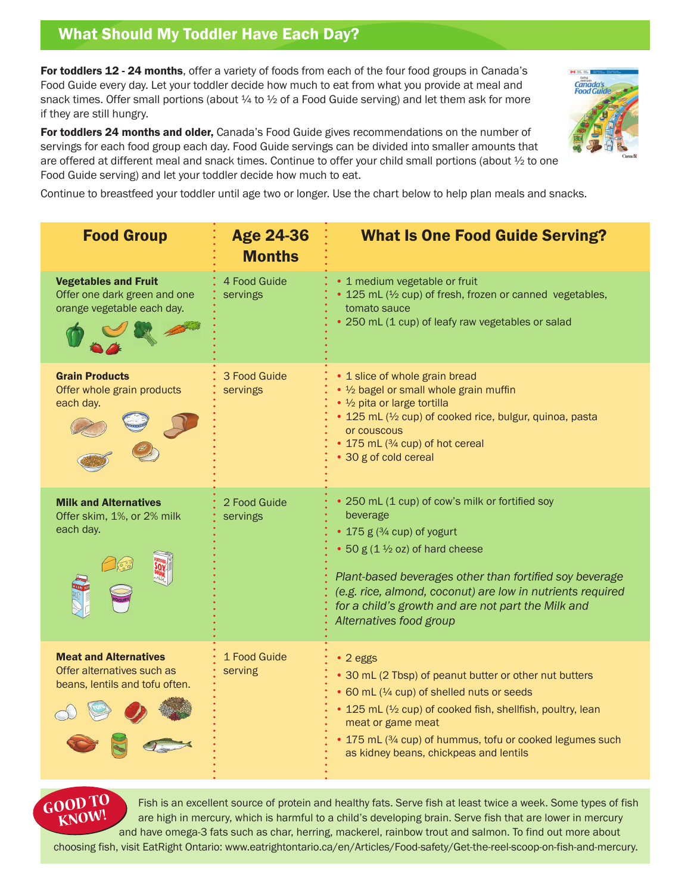## What Should My Toddler Have Each Day?

**For toddlers 12 - 24 months**, offer a variety of foods from each of the four food groups in Canada's Food Guide every day. Let your toddler decide how much to eat from what you provide at meal and snack times. Offer small portions (about ¼ to ½ of a Food Guide serving) and let them ask for more if they are still hungry.

**For toddlers 24 months and older,** Canada's Food Guide gives recommendations on the number of servings for each food group each day. Food Guide servings can be divided into smaller amounts that are offered at different meal and snack times. Continue to offer your child small portions (about ½ to one Food Guide serving) and let your toddler decide how much to eat.

Continue to breastfeed your toddler until age two or longer. Use the chart below to help plan meals and snacks.

| Food Group | Age 24-36 Months | What Is One Food Guide Serving? |
|---|---|---|
| **Vegetables and Fruit**<br>Offer one dark green and one orange vegetable each day. | 4 Food Guide servings | • 1 medium vegetable or fruit<br>• 125 mL (½ cup) of fresh, frozen or canned vegetables, tomato sauce<br>• 250 mL (1 cup) of leafy raw vegetables or salad |
| **Grain Products**<br>Offer whole grain products each day. | 3 Food Guide servings | • 1 slice of whole grain bread<br>• ½ bagel or small whole grain muffin<br>• ½ pita or large tortilla<br>• 125 mL (½ cup) of cooked rice, bulgur, quinoa, pasta or couscous<br>• 175 mL (¾ cup) of hot cereal<br>• 30 g of cold cereal |
| **Milk and Alternatives**<br>Offer skim, 1%, or 2% milk each day. | 2 Food Guide servings | • 250 mL (1 cup) of cow's milk or fortified soy beverage<br>• 175 g (¾ cup) of yogurt<br>• 50 g (1 ½ oz) of hard cheese<br><br>*Plant-based beverages other than fortified soy beverage (e.g. rice, almond, coconut) are low in nutrients required for a child's growth and are not part the Milk and Alternatives food group* |
| **Meat and Alternatives**<br>Offer alternatives such as beans, lentils and tofu often. | 1 Food Guide serving | • 2 eggs<br>• 30 mL (2 Tbsp) of peanut butter or other nut butters<br>• 60 mL (¼ cup) of shelled nuts or seeds<br>• 125 mL (½ cup) of cooked fish, shellfish, poultry, lean meat or game meat<br>• 175 mL (¾ cup) of hummus, tofu or cooked legumes such as kidney beans, chickpeas and lentils |

**GOOD TO KNOW!** Fish is an excellent source of protein and healthy fats. Serve fish at least twice a week. Some types of fish are high in mercury, which is harmful to a child's developing brain. Serve fish that are lower in mercury and have omega-3 fats such as char, herring, mackerel, rainbow trout and salmon. To find out more about choosing fish, visit EatRight Ontario: www.eatrightontario.ca/en/Articles/Food-safety/Get-the-reel-scoop-on-fish-and-mercury.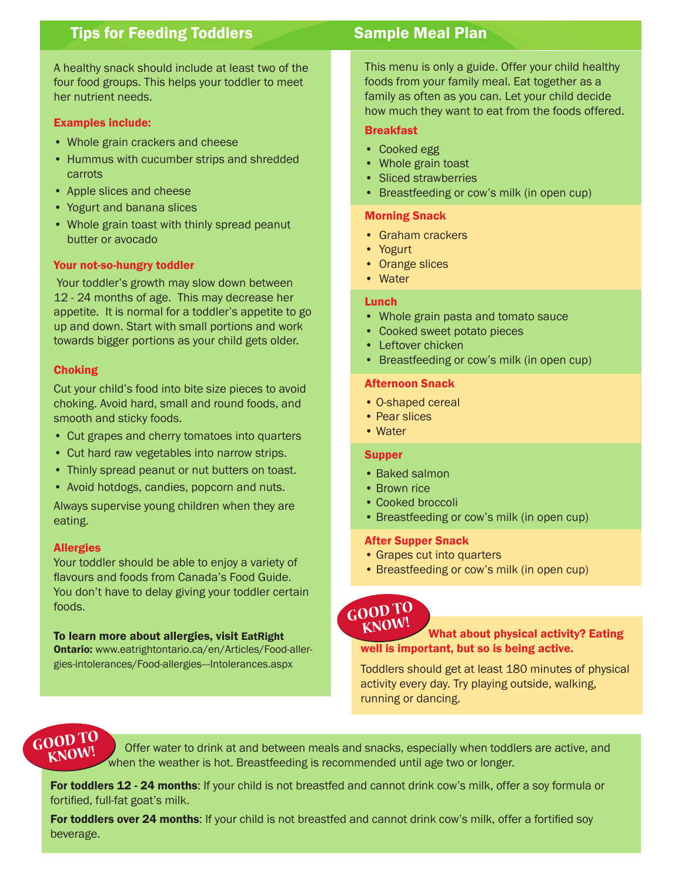## Tips for Feeding Toddlers

A healthy snack should include at least two of the four food groups. This helps your toddler to meet her nutrient needs.

### Examples include:

- Whole grain crackers and cheese
- Hummus with cucumber strips and shredded carrots
- Apple slices and cheese
- Yogurt and banana slices
- Whole grain toast with thinly spread peanut butter or avocado

### Your not-so-hungry toddler

Your toddler's growth may slow down between 12 - 24 months of age. This may decrease her appetite. It is normal for a toddler's appetite to go up and down. Start with small portions and work towards bigger portions as your child gets older.

### Choking

Cut your child's food into bite size pieces to avoid choking. Avoid hard, small and round foods, and smooth and sticky foods.

- Cut grapes and cherry tomatoes into quarters
- Cut hard raw vegetables into narrow strips.
- Thinly spread peanut or nut butters on toast.
- Avoid hotdogs, candies, popcorn and nuts.

Always supervise young children when they are eating.

### Allergies

Your toddler should be able to enjoy a variety of flavours and foods from Canada's Food Guide. You don't have to delay giving your toddler certain foods.

**To learn more about allergies, visit EatRight Ontario:** www.eatrightontario.ca/en/Articles/Food-allergies-intolerances/Food-allergies---Intolerances.aspx

## Sample Meal Plan

This menu is only a guide. Offer your child healthy foods from your family meal. Eat together as a family as often as you can. Let your child decide how much they want to eat from the foods offered.

### Breakfast

- Cooked egg
- Whole grain toast
- Sliced strawberries
- Breastfeeding or cow's milk (in open cup)

### Morning Snack

- Graham crackers
- Yogurt
- Orange slices
- Water

### Lunch

- Whole grain pasta and tomato sauce
- Cooked sweet potato pieces
- Leftover chicken
- Breastfeeding or cow's milk (in open cup)

### Afternoon Snack

- O-shaped cereal
- Pear slices
- Water

### Supper

- Baked salmon
- Brown rice
- Cooked broccoli
- Breastfeeding or cow's milk (in open cup)

### After Supper Snack

- Grapes cut into quarters
- Breastfeeding or cow's milk (in open cup)

**GOOD TO KNOW!** **What about physical activity? Eating well is important, but so is being active.**

Toddlers should get at least 180 minutes of physical activity every day. Try playing outside, walking, running or dancing.

**GOOD TO KNOW!** Offer water to drink at and between meals and snacks, especially when toddlers are active, and when the weather is hot. Breastfeeding is recommended until age two or longer.

**For toddlers 12 - 24 months**: If your child is not breastfed and cannot drink cow's milk, offer a soy formula or fortified, full-fat goat's milk.

**For toddlers over 24 months**: If your child is not breastfed and cannot drink cow's milk, offer a fortified soy beverage.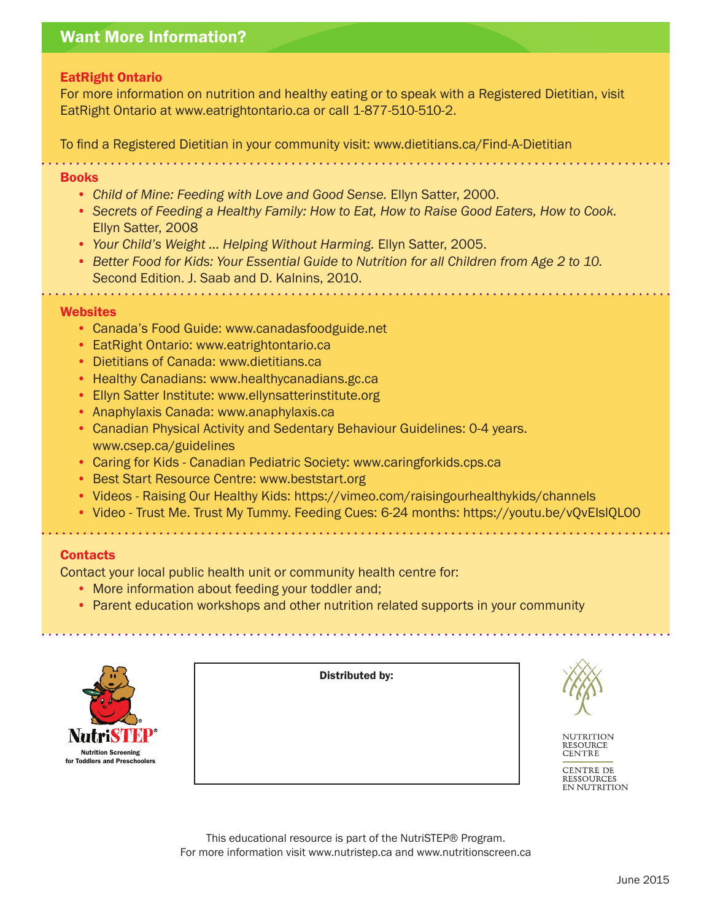## Want More Information?

### EatRight Ontario

For more information on nutrition and healthy eating or to speak with a Registered Dietitian, visit EatRight Ontario at www.eatrightontario.ca or call 1-877-510-510-2.

To find a Registered Dietitian in your community visit: www.dietitians.ca/Find-A-Dietitian

### Books

- *Child of Mine: Feeding with Love and Good Sense.* Ellyn Satter, 2000.
- *Secrets of Feeding a Healthy Family: How to Eat, How to Raise Good Eaters, How to Cook.* Ellyn Satter, 2008
- *Your Child's Weight ... Helping Without Harming.* Ellyn Satter, 2005.
- *Better Food for Kids: Your Essential Guide to Nutrition for all Children from Age 2 to 10.* Second Edition. J. Saab and D. Kalnins, 2010.

### Websites

- Canada's Food Guide: www.canadasfoodguide.net
- EatRight Ontario: www.eatrightontario.ca
- Dietitians of Canada: www.dietitians.ca
- Healthy Canadians: www.healthycanadians.gc.ca
- Ellyn Satter Institute: www.ellynsatterinstitute.org
- Anaphylaxis Canada: www.anaphylaxis.ca
- Canadian Physical Activity and Sedentary Behaviour Guidelines: 0-4 years. www.csep.ca/guidelines
- Caring for Kids - Canadian Pediatric Society: www.caringforkids.cps.ca
- Best Start Resource Centre: www.beststart.org
- Videos - Raising Our Healthy Kids: https://vimeo.com/raisingourhealthykids/channels
- Video - Trust Me. Trust My Tummy. Feeding Cues: 6-24 months: https://youtu.be/vQvElslQLO0

### Contacts

Contact your local public health unit or community health centre for:

- More information about feeding your toddler and;
- Parent education workshops and other nutrition related supports in your community

NutriSTEP®
Nutrition Screening for Toddlers and Preschoolers

**Distributed by:**

NUTRITION RESOURCE CENTRE
CENTRE DE RESSOURCES EN NUTRITION

This educational resource is part of the NutriSTEP® Program.
For more information visit www.nutristep.ca and www.nutritionscreen.ca

June 2015